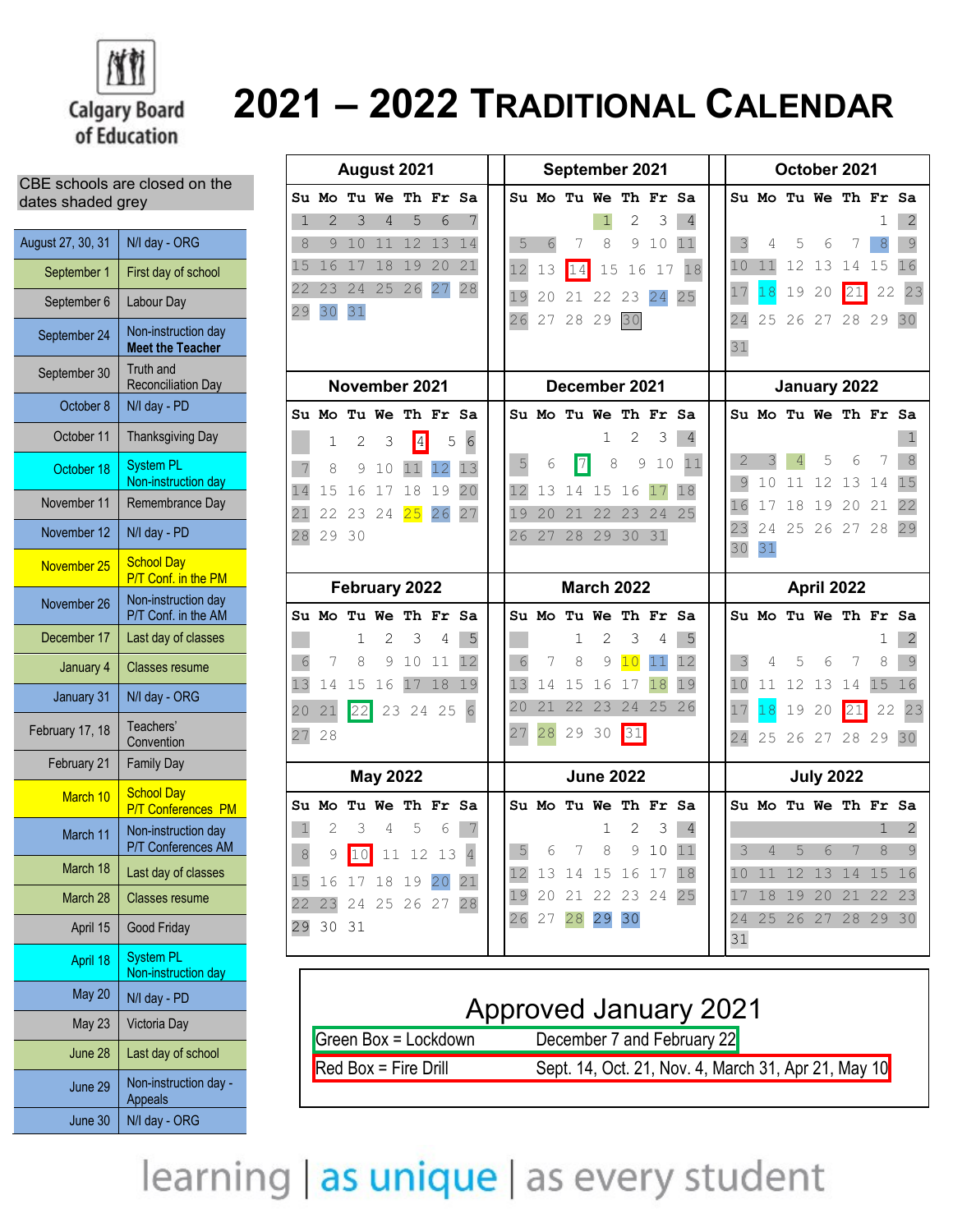Calgary Board of Education

# 2021 – 2022 TRADITIONAL CALENDAR

CBE schools are closed on the dates shaded grey

| Date | Event |
|---|---|
| August 27, 30, 31 | N/I day - ORG |
| September 1 | First day of school |
| September 6 | Labour Day |
| September 24 | Non-instruction day **Meet the Teacher** |
| September 30 | Truth and Reconciliation Day |
| October 8 | N/I day - PD |
| October 11 | Thanksgiving Day |
| October 18 | System PL Non-instruction day |
| November 11 | Remembrance Day |
| November 12 | N/I day - PD |
| November 25 | School Day P/T Conf. in the PM |
| November 26 | Non-instruction day P/T Conf. in the AM |
| December 17 | Last day of classes |
| January 4 | Classes resume |
| January 31 | N/I day - ORG |
| February 17, 18 | Teachers' Convention |
| February 21 | Family Day |
| March 10 | School Day P/T Conferences PM |
| March 11 | Non-instruction day P/T Conferences AM |
| March 18 | Last day of classes |
| March 28 | Classes resume |
| April 15 | Good Friday |
| April 18 | System PL Non-instruction day |
| May 20 | N/I day - PD |
| May 23 | Victoria Day |
| June 28 | Last day of school |
| June 29 | Non-instruction day - Appeals |
| June 30 | N/I day - ORG |

## August 2021

| Su | Mo | Tu | We | Th | Fr | Sa |
|---|---|---|---|---|---|---|
| 1 | 2 | 3 | 4 | 5 | 6 | 7 |
| 8 | 9 | 10 | 11 | 12 | 13 | 14 |
| 15 | 16 | 17 | 18 | 19 | 20 | 21 |
| 22 | 23 | 24 | 25 | 26 | 27 | 28 |
| 29 | 30 | 31 | | | | |

## September 2021

| Su | Mo | Tu | We | Th | Fr | Sa |
|---|---|---|---|---|---|---|
| | | | 1 | 2 | 3 | 4 |
| 5 | 6 | 7 | 8 | 9 | 10 | 11 |
| 12 | 13 | 14 | 15 | 16 | 17 | 18 |
| 19 | 20 | 21 | 22 | 23 | 24 | 25 |
| 26 | 27 | 28 | 29 | 30 | | |

## October 2021

| Su | Mo | Tu | We | Th | Fr | Sa |
|---|---|---|---|---|---|---|
| | | | | | 1 | 2 |
| 3 | 4 | 5 | 6 | 7 | 8 | 9 |
| 10 | 11 | 12 | 13 | 14 | 15 | 16 |
| 17 | 18 | 19 | 20 | 21 | 22 | 23 |
| 24 | 25 | 26 | 27 | 28 | 29 | 30 |
| 31 | | | | | | |

## November 2021

| Su | Mo | Tu | We | Th | Fr | Sa |
|---|---|---|---|---|---|---|
| | 1 | 2 | 3 | 4 | 5 | 6 |
| 7 | 8 | 9 | 10 | 11 | 12 | 13 |
| 14 | 15 | 16 | 17 | 18 | 19 | 20 |
| 21 | 22 | 23 | 24 | 25 | 26 | 27 |
| 28 | 29 | 30 | | | | |

## December 2021

| Su | Mo | Tu | We | Th | Fr | Sa |
|---|---|---|---|---|---|---|
| | | | 1 | 2 | 3 | 4 |
| 5 | 6 | 7 | 8 | 9 | 10 | 11 |
| 12 | 13 | 14 | 15 | 16 | 17 | 18 |
| 19 | 20 | 21 | 22 | 23 | 24 | 25 |
| 26 | 27 | 28 | 29 | 30 | 31 | |

## January 2022

| Su | Mo | Tu | We | Th | Fr | Sa |
|---|---|---|---|---|---|---|
| | | | | | | 1 |
| 2 | 3 | 4 | 5 | 6 | 7 | 8 |
| 9 | 10 | 11 | 12 | 13 | 14 | 15 |
| 16 | 17 | 18 | 19 | 20 | 21 | 22 |
| 23 | 24 | 25 | 26 | 27 | 28 | 29 |
| 30 | 31 | | | | | |

## February 2022

| Su | Mo | Tu | We | Th | Fr | Sa |
|---|---|---|---|---|---|---|
| | | 1 | 2 | 3 | 4 | 5 |
| 6 | 7 | 8 | 9 | 10 | 11 | 12 |
| 13 | 14 | 15 | 16 | 17 | 18 | 19 |
| 20 | 21 | 22 | 23 | 24 | 25 | 6 |
| 27 | 28 | | | | | |

## March 2022

| Su | Mo | Tu | We | Th | Fr | Sa |
|---|---|---|---|---|---|---|
| | | 1 | 2 | 3 | 4 | 5 |
| 6 | 7 | 8 | 9 | 10 | 11 | 12 |
| 13 | 14 | 15 | 16 | 17 | 18 | 19 |
| 20 | 21 | 22 | 23 | 24 | 25 | 26 |
| 27 | 28 | 29 | 30 | 31 | | |

## April 2022

| Su | Mo | Tu | We | Th | Fr | Sa |
|---|---|---|---|---|---|---|
| | | | | | 1 | 2 |
| 3 | 4 | 5 | 6 | 7 | 8 | 9 |
| 10 | 11 | 12 | 13 | 14 | 15 | 16 |
| 17 | 18 | 19 | 20 | 21 | 22 | 23 |
| 24 | 25 | 26 | 27 | 28 | 29 | 30 |

## May 2022

| Su | Mo | Tu | We | Th | Fr | Sa |
|---|---|---|---|---|---|---|
| 1 | 2 | 3 | 4 | 5 | 6 | 7 |
| 8 | 9 | 10 | 11 | 12 | 13 | 4 |
| 15 | 16 | 17 | 18 | 19 | 20 | 21 |
| 22 | 23 | 24 | 25 | 26 | 27 | 28 |
| 29 | 30 | 31 | | | | |

## June 2022

| Su | Mo | Tu | We | Th | Fr | Sa |
|---|---|---|---|---|---|---|
| | | | 1 | 2 | 3 | 4 |
| 5 | 6 | 7 | 8 | 9 | 10 | 11 |
| 12 | 13 | 14 | 15 | 16 | 17 | 18 |
| 19 | 20 | 21 | 22 | 23 | 24 | 25 |
| 26 | 27 | 28 | 29 | 30 | | |

## July 2022

| Su | Mo | Tu | We | Th | Fr | Sa |
|---|---|---|---|---|---|---|
| | | | | | 1 | 2 |
| 3 | 4 | 5 | 6 | 7 | 8 | 9 |
| 10 | 11 | 12 | 13 | 14 | 15 | 16 |
| 17 | 18 | 19 | 20 | 21 | 22 | 23 |
| 24 | 25 | 26 | 27 | 28 | 29 | 30 |
| 31 | | | | | | |

## Approved January 2021

| | |
|---|---|
| Green Box = Lockdown | December 7 and February 22 |
| Red Box = Fire Drill | Sept. 14, Oct. 21, Nov. 4, March 31, Apr 21, May 10 |

learning | as unique | as every student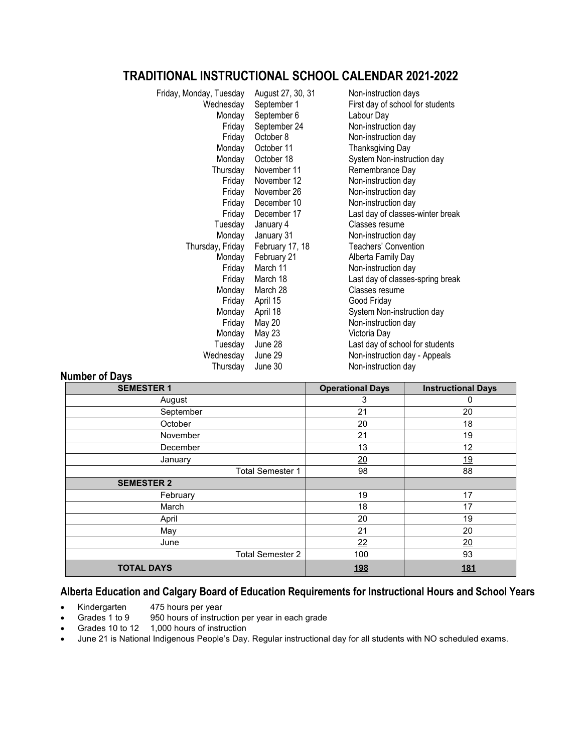# TRADITIONAL INSTRUCTIONAL SCHOOL CALENDAR 2021-2022

| | | |
|---|---|---|
| Friday, Monday, Tuesday | August 27, 30, 31 | Non-instruction days |
| Wednesday | September 1 | First day of school for students |
| Monday | September 6 | Labour Day |
| Friday | September 24 | Non-instruction day |
| Friday | October 8 | Non-instruction day |
| Monday | October 11 | Thanksgiving Day |
| Monday | October 18 | System Non-instruction day |
| Thursday | November 11 | Remembrance Day |
| Friday | November 12 | Non-instruction day |
| Friday | November 26 | Non-instruction day |
| Friday | December 10 | Non-instruction day |
| Friday | December 17 | Last day of classes-winter break |
| Tuesday | January 4 | Classes resume |
| Monday | January 31 | Non-instruction day |
| Thursday, Friday | February 17, 18 | Teachers' Convention |
| Monday | February 21 | Alberta Family Day |
| Friday | March 11 | Non-instruction day |
| Friday | March 18 | Last day of classes-spring break |
| Monday | March 28 | Classes resume |
| Friday | April 15 | Good Friday |
| Monday | April 18 | System Non-instruction day |
| Friday | May 20 | Non-instruction day |
| Monday | May 23 | Victoria Day |
| Tuesday | June 28 | Last day of school for students |
| Wednesday | June 29 | Non-instruction day - Appeals |
| Thursday | June 30 | Non-instruction day |

## Number of Days

| SEMESTER 1 | Operational Days | Instructional Days |
|---|---|---|
| August | 3 | 0 |
| September | 21 | 20 |
| October | 20 | 18 |
| November | 21 | 19 |
| December | 13 | 12 |
| January | 20 | 19 |
| Total Semester 1 | 98 | 88 |
| **SEMESTER 2** | | |
| February | 19 | 17 |
| March | 18 | 17 |
| April | 20 | 19 |
| May | 21 | 20 |
| June | 22 | 20 |
| Total Semester 2 | 100 | 93 |
| **TOTAL DAYS** | **198** | **181** |

## Alberta Education and Calgary Board of Education Requirements for Instructional Hours and School Years

- Kindergarten 475 hours per year
- Grades 1 to 9 950 hours of instruction per year in each grade
- Grades 10 to 12 1,000 hours of instruction
- June 21 is National Indigenous People's Day. Regular instructional day for all students with NO scheduled exams.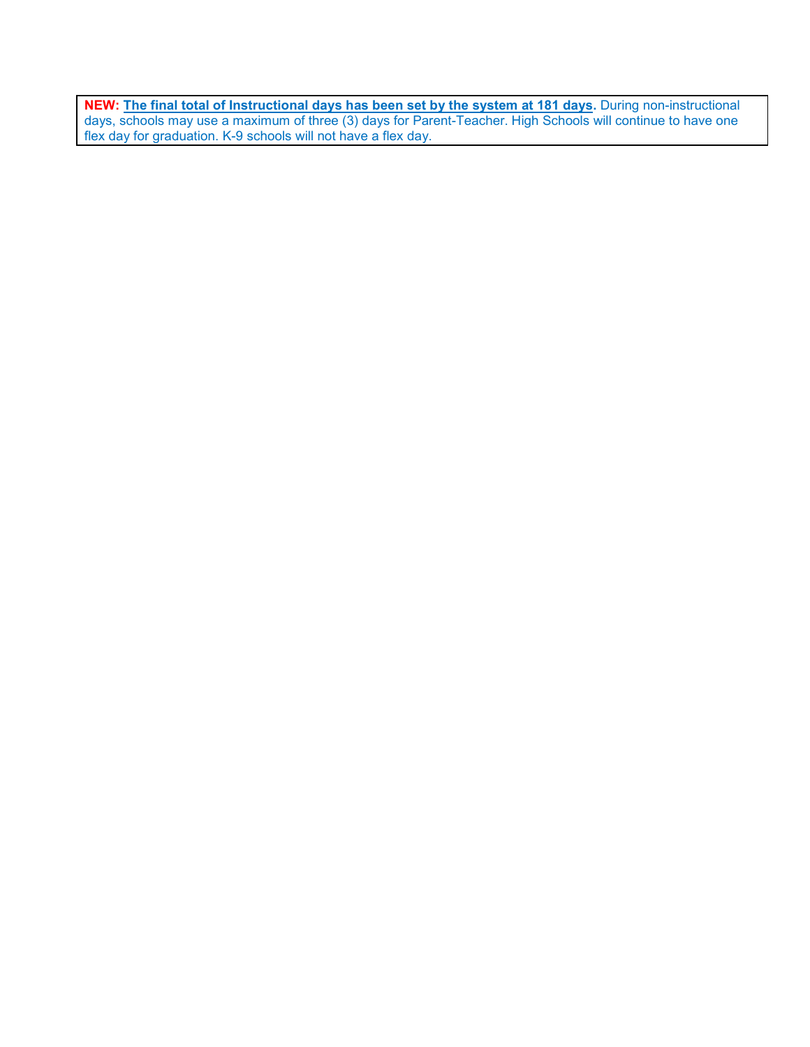**NEW:** **<u>The final total of Instructional days has been set by the system at 181 days</u>**. During non-instructional days, schools may use a maximum of three (3) days for Parent-Teacher. High Schools will continue to have one flex day for graduation. K-9 schools will not have a flex day.